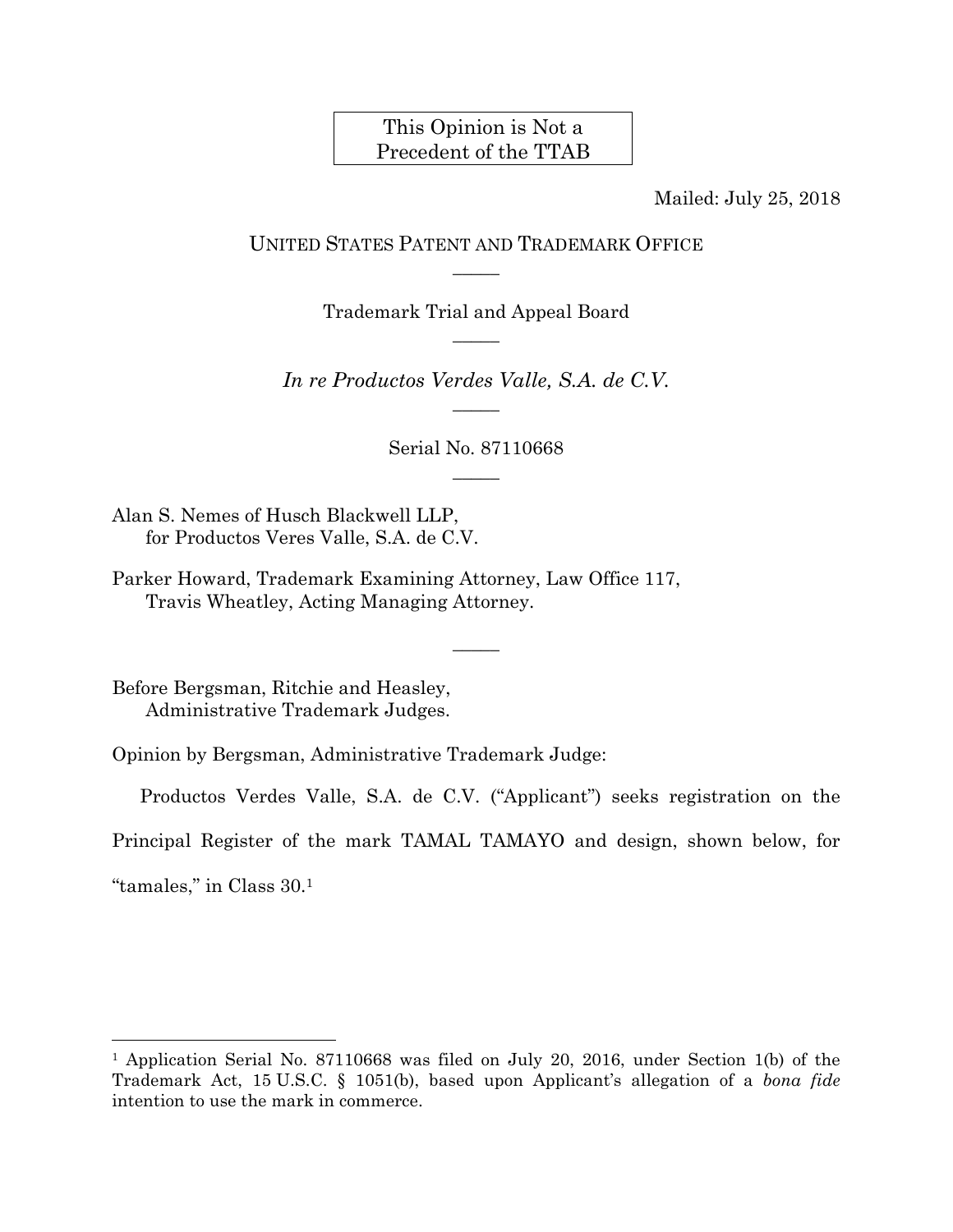This Opinion is Not a Precedent of the TTAB

Mailed: July 25, 2018

UNITED STATES PATENT AND TRADEMARK OFFICE

—

Trademark Trial and Appeal Board

—

*In re Productos Verdes Valle, S.A. de C.V.*

—

Serial No. 87110668

—

Alan S. Nemes of Husch Blackwell LLP,
for Productos Veres Valle, S.A. de C.V.

Parker Howard, Trademark Examining Attorney, Law Office 117,
Travis Wheatley, Acting Managing Attorney.

—

Before Bergsman, Ritchie and Heasley,
Administrative Trademark Judges.

Opinion by Bergsman, Administrative Trademark Judge:

Productos Verdes Valle, S.A. de C.V. ("Applicant") seeks registration on the Principal Register of the mark TAMAL TAMAYO and design, shown below, for "tamales," in Class 30.[1]

---

[1] Application Serial No. 87110668 was filed on July 20, 2016, under Section 1(b) of the Trademark Act, 15 U.S.C. § 1051(b), based upon Applicant's allegation of a *bona fide* intention to use the mark in commerce.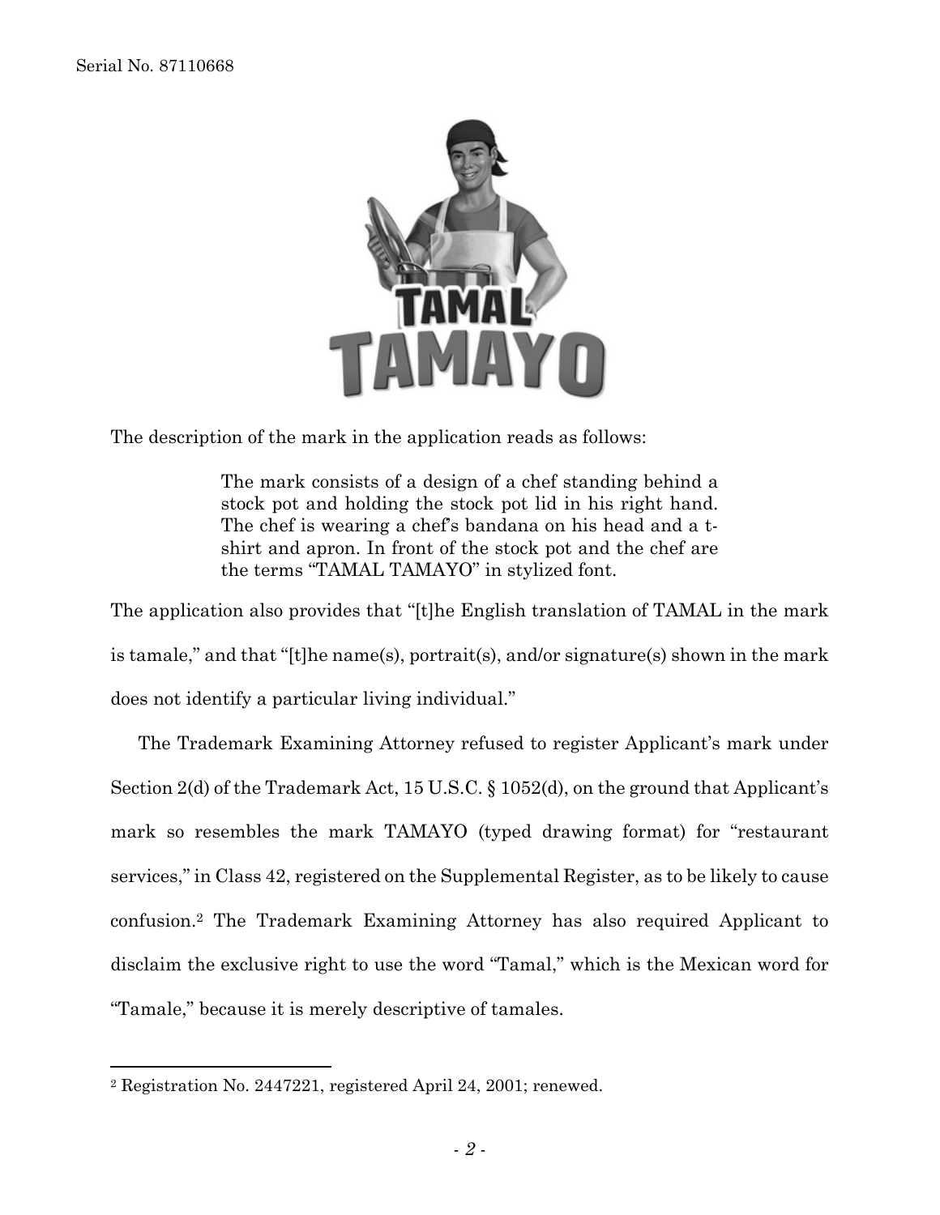The description of the mark in the application reads as follows:

> The mark consists of a design of a chef standing behind a stock pot and holding the stock pot lid in his right hand. The chef is wearing a chef's bandana on his head and a t-shirt and apron. In front of the stock pot and the chef are the terms "TAMAL TAMAYO" in stylized font.

The application also provides that "[t]he English translation of TAMAL in the mark is tamale," and that "[t]he name(s), portrait(s), and/or signature(s) shown in the mark does not identify a particular living individual."

The Trademark Examining Attorney refused to register Applicant's mark under Section 2(d) of the Trademark Act, 15 U.S.C. § 1052(d), on the ground that Applicant's mark so resembles the mark TAMAYO (typed drawing format) for "restaurant services," in Class 42, registered on the Supplemental Register, as to be likely to cause confusion.[2] The Trademark Examining Attorney has also required Applicant to disclaim the exclusive right to use the word "Tamal," which is the Mexican word for "Tamale," because it is merely descriptive of tamales.

---

[2] Registration No. 2447221, registered April 24, 2001; renewed.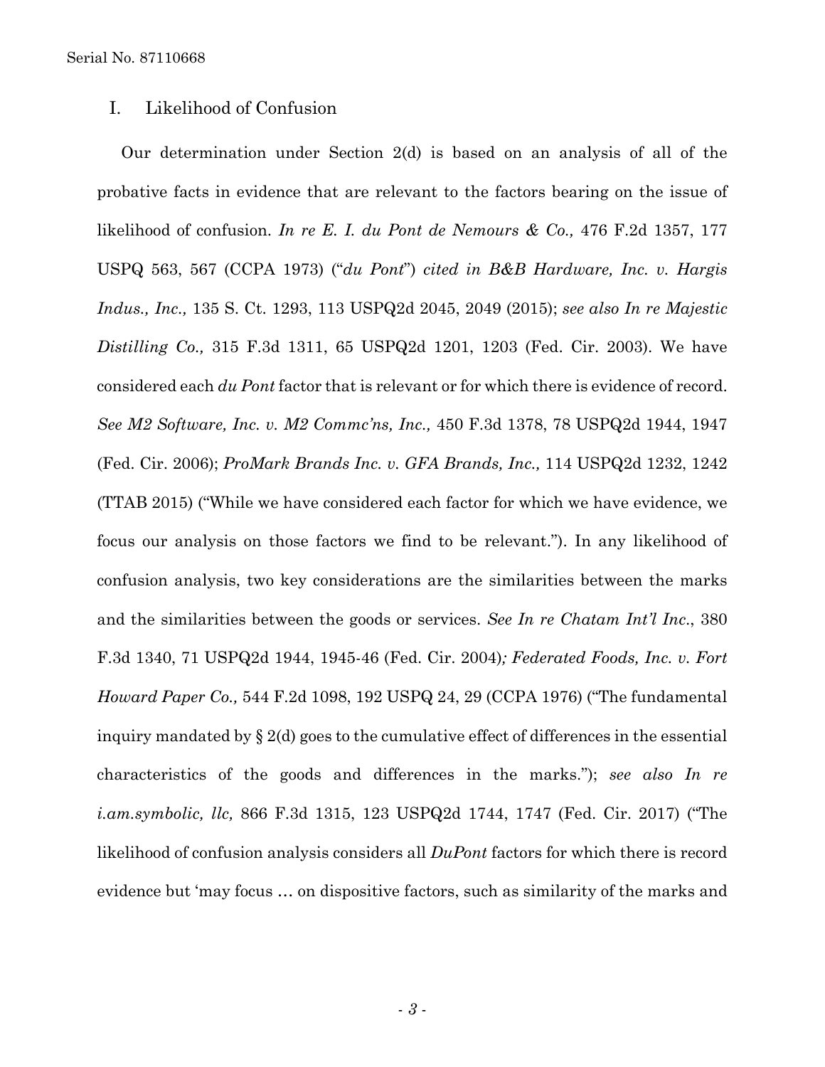## I. Likelihood of Confusion

Our determination under Section 2(d) is based on an analysis of all of the probative facts in evidence that are relevant to the factors bearing on the issue of likelihood of confusion. *In re E. I. du Pont de Nemours & Co.,* 476 F.2d 1357, 177 USPQ 563, 567 (CCPA 1973) ("*du Pont*") *cited in B&B Hardware, Inc. v. Hargis Indus., Inc.,* 135 S. Ct. 1293, 113 USPQ2d 2045, 2049 (2015); *see also In re Majestic Distilling Co.,* 315 F.3d 1311, 65 USPQ2d 1201, 1203 (Fed. Cir. 2003). We have considered each *du Pont* factor that is relevant or for which there is evidence of record. *See M2 Software, Inc. v. M2 Commc'ns, Inc.,* 450 F.3d 1378, 78 USPQ2d 1944, 1947 (Fed. Cir. 2006); *ProMark Brands Inc. v. GFA Brands, Inc.,* 114 USPQ2d 1232, 1242 (TTAB 2015) ("While we have considered each factor for which we have evidence, we focus our analysis on those factors we find to be relevant."). In any likelihood of confusion analysis, two key considerations are the similarities between the marks and the similarities between the goods or services. *See In re Chatam Int'l Inc.*, 380 F.3d 1340, 71 USPQ2d 1944, 1945-46 (Fed. Cir. 2004)*; Federated Foods, Inc. v. Fort Howard Paper Co.,* 544 F.2d 1098, 192 USPQ 24, 29 (CCPA 1976) ("The fundamental inquiry mandated by § 2(d) goes to the cumulative effect of differences in the essential characteristics of the goods and differences in the marks."); *see also In re i.am.symbolic, llc,* 866 F.3d 1315, 123 USPQ2d 1744, 1747 (Fed. Cir. 2017) ("The likelihood of confusion analysis considers all *DuPont* factors for which there is record evidence but 'may focus … on dispositive factors, such as similarity of the marks and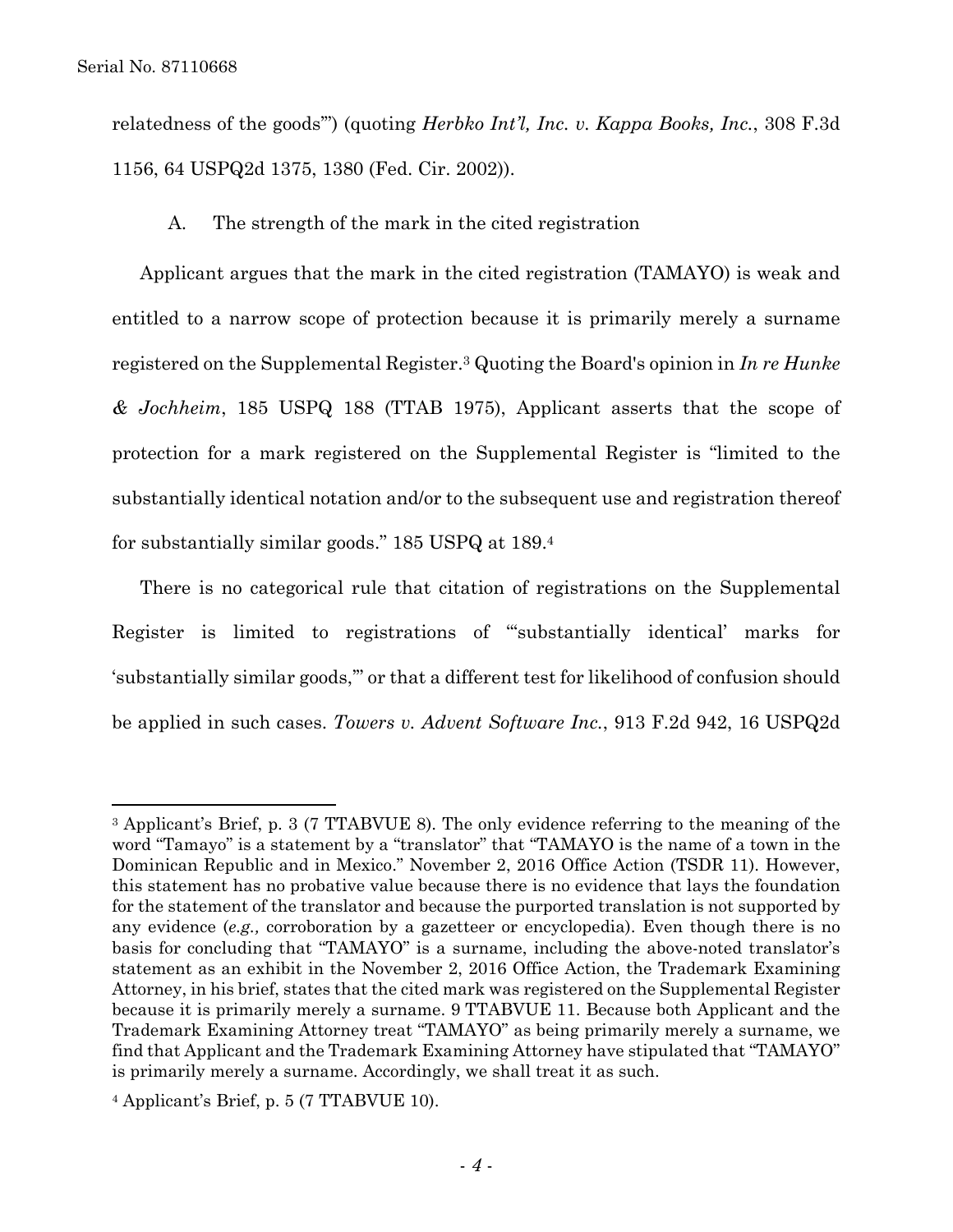relatedness of the goods'") (quoting *Herbko Int'l, Inc. v. Kappa Books, Inc.*, 308 F.3d 1156, 64 USPQ2d 1375, 1380 (Fed. Cir. 2002)).

A. The strength of the mark in the cited registration

Applicant argues that the mark in the cited registration (TAMAYO) is weak and entitled to a narrow scope of protection because it is primarily merely a surname registered on the Supplemental Register.[3] Quoting the Board's opinion in *In re Hunke & Jochheim*, 185 USPQ 188 (TTAB 1975), Applicant asserts that the scope of protection for a mark registered on the Supplemental Register is "limited to the substantially identical notation and/or to the subsequent use and registration thereof for substantially similar goods." 185 USPQ at 189.[4]

There is no categorical rule that citation of registrations on the Supplemental Register is limited to registrations of "'substantially identical' marks for 'substantially similar goods,'" or that a different test for likelihood of confusion should be applied in such cases. *Towers v. Advent Software Inc.*, 913 F.2d 942, 16 USPQ2d

---

[3] Applicant's Brief, p. 3 (7 TTABVUE 8). The only evidence referring to the meaning of the word "Tamayo" is a statement by a "translator" that "TAMAYO is the name of a town in the Dominican Republic and in Mexico." November 2, 2016 Office Action (TSDR 11). However, this statement has no probative value because there is no evidence that lays the foundation for the statement of the translator and because the purported translation is not supported by any evidence (*e.g.,* corroboration by a gazetteer or encyclopedia). Even though there is no basis for concluding that "TAMAYO" is a surname, including the above-noted translator's statement as an exhibit in the November 2, 2016 Office Action, the Trademark Examining Attorney, in his brief, states that the cited mark was registered on the Supplemental Register because it is primarily merely a surname. 9 TTABVUE 11. Because both Applicant and the Trademark Examining Attorney treat "TAMAYO" as being primarily merely a surname, we find that Applicant and the Trademark Examining Attorney have stipulated that "TAMAYO" is primarily merely a surname. Accordingly, we shall treat it as such.

[4] Applicant's Brief, p. 5 (7 TTABVUE 10).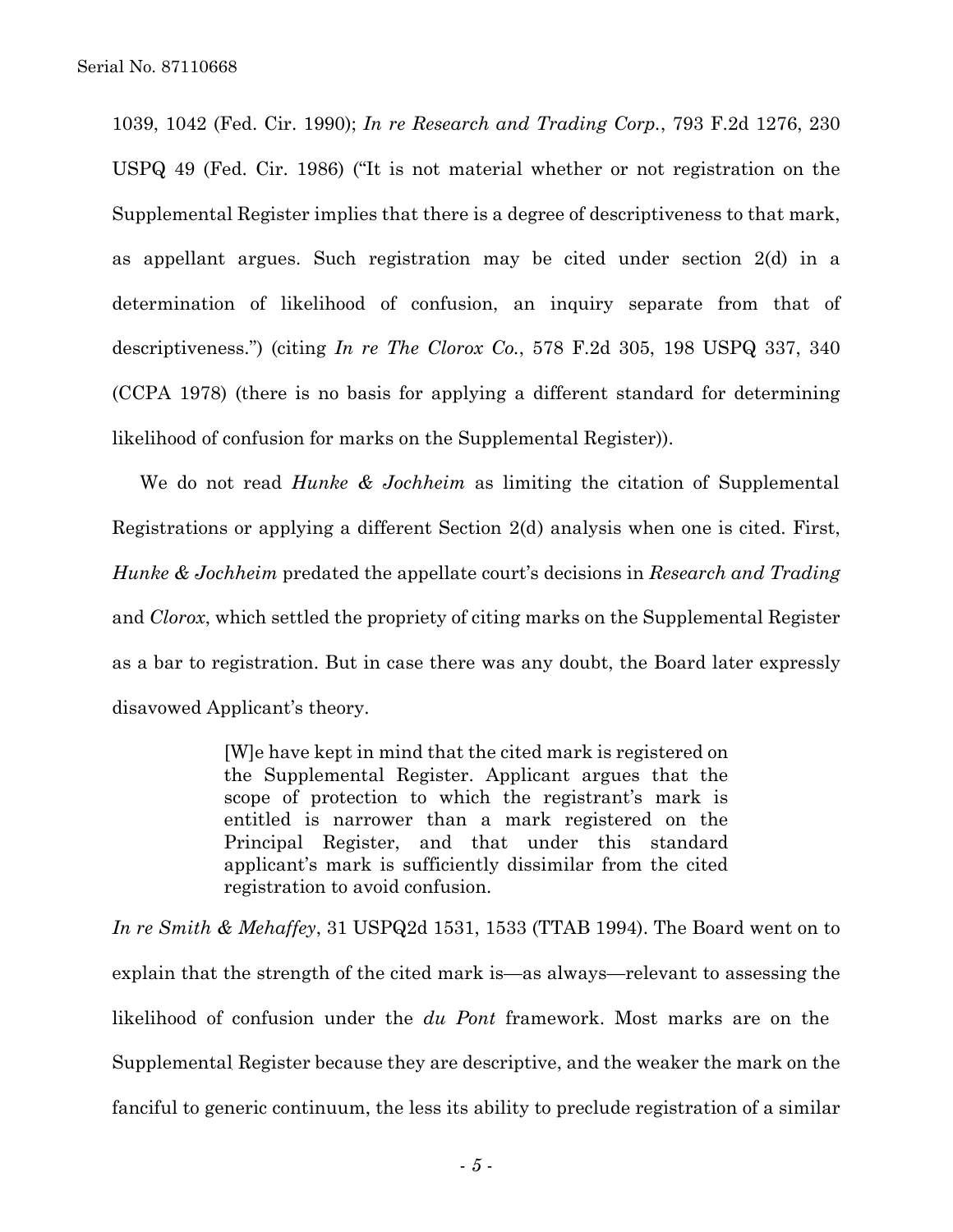1039, 1042 (Fed. Cir. 1990); *In re Research and Trading Corp.*, 793 F.2d 1276, 230 USPQ 49 (Fed. Cir. 1986) ("It is not material whether or not registration on the Supplemental Register implies that there is a degree of descriptiveness to that mark, as appellant argues. Such registration may be cited under section 2(d) in a determination of likelihood of confusion, an inquiry separate from that of descriptiveness.") (citing *In re The Clorox Co.*, 578 F.2d 305, 198 USPQ 337, 340 (CCPA 1978) (there is no basis for applying a different standard for determining likelihood of confusion for marks on the Supplemental Register)).

We do not read *Hunke & Jochheim* as limiting the citation of Supplemental Registrations or applying a different Section 2(d) analysis when one is cited. First, *Hunke & Jochheim* predated the appellate court's decisions in *Research and Trading* and *Clorox*, which settled the propriety of citing marks on the Supplemental Register as a bar to registration. But in case there was any doubt, the Board later expressly disavowed Applicant's theory.

> [W]e have kept in mind that the cited mark is registered on the Supplemental Register. Applicant argues that the scope of protection to which the registrant's mark is entitled is narrower than a mark registered on the Principal Register, and that under this standard applicant's mark is sufficiently dissimilar from the cited registration to avoid confusion.

*In re Smith & Mehaffey*, 31 USPQ2d 1531, 1533 (TTAB 1994). The Board went on to explain that the strength of the cited mark is—as always—relevant to assessing the likelihood of confusion under the *du Pont* framework. Most marks are on the Supplemental Register because they are descriptive, and the weaker the mark on the fanciful to generic continuum, the less its ability to preclude registration of a similar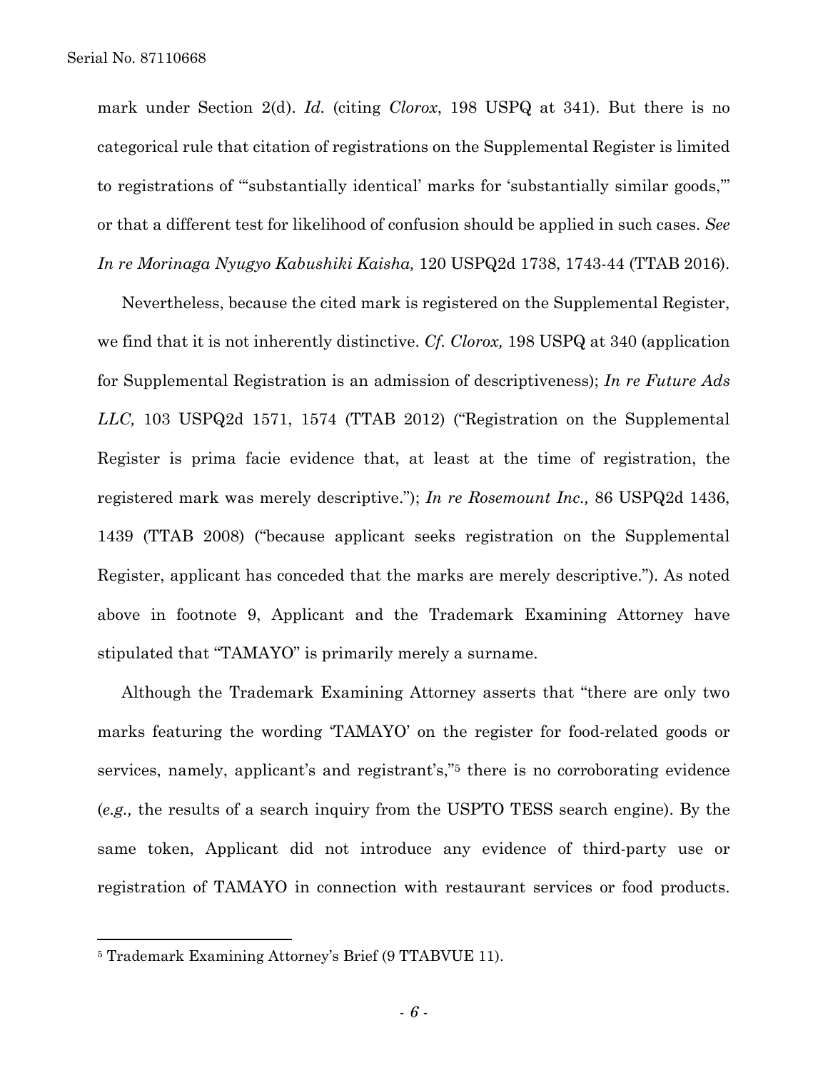mark under Section 2(d). *Id.* (citing *Clorox*, 198 USPQ at 341). But there is no categorical rule that citation of registrations on the Supplemental Register is limited to registrations of "'substantially identical' marks for 'substantially similar goods,'" or that a different test for likelihood of confusion should be applied in such cases. *See In re Morinaga Nyugyo Kabushiki Kaisha,* 120 USPQ2d 1738, 1743-44 (TTAB 2016).

Nevertheless, because the cited mark is registered on the Supplemental Register, we find that it is not inherently distinctive. *Cf. Clorox,* 198 USPQ at 340 (application for Supplemental Registration is an admission of descriptiveness); *In re Future Ads LLC,* 103 USPQ2d 1571, 1574 (TTAB 2012) ("Registration on the Supplemental Register is prima facie evidence that, at least at the time of registration, the registered mark was merely descriptive."); *In re Rosemount Inc.,* 86 USPQ2d 1436, 1439 (TTAB 2008) ("because applicant seeks registration on the Supplemental Register, applicant has conceded that the marks are merely descriptive."). As noted above in footnote 9, Applicant and the Trademark Examining Attorney have stipulated that "TAMAYO" is primarily merely a surname.

Although the Trademark Examining Attorney asserts that "there are only two marks featuring the wording 'TAMAYO' on the register for food-related goods or services, namely, applicant's and registrant's,"[5] there is no corroborating evidence (*e.g.,* the results of a search inquiry from the USPTO TESS search engine). By the same token, Applicant did not introduce any evidence of third-party use or registration of TAMAYO in connection with restaurant services or food products.

---

[5] Trademark Examining Attorney's Brief (9 TTABVUE 11).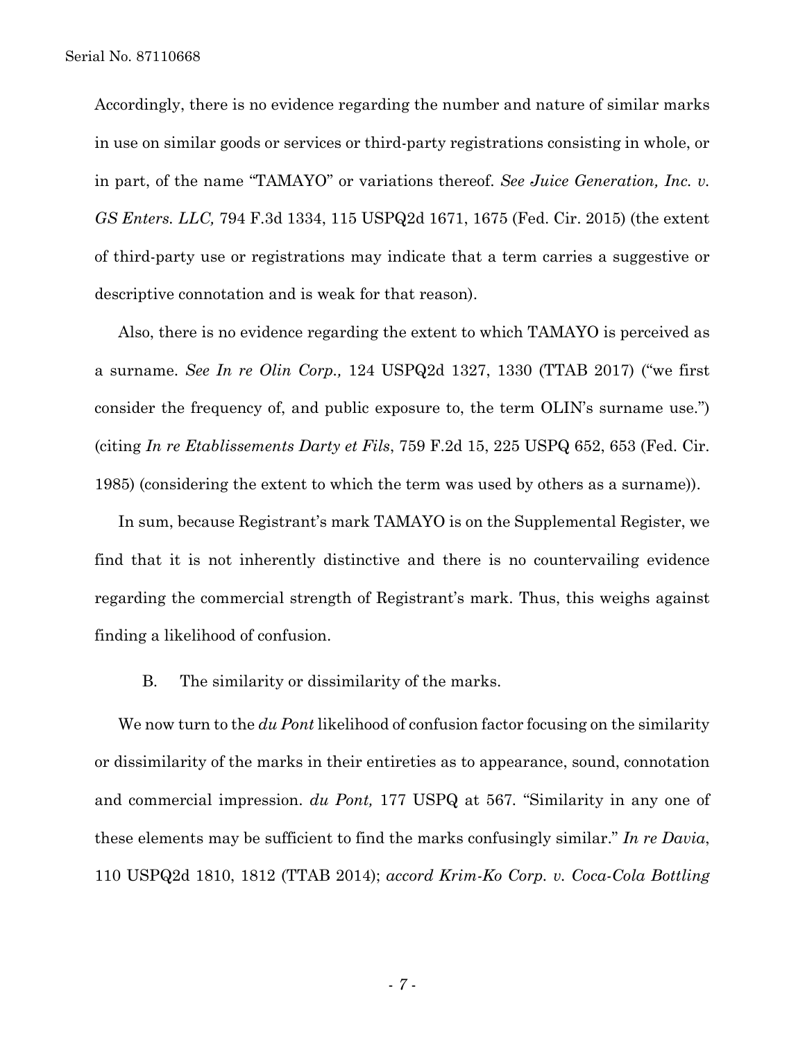Accordingly, there is no evidence regarding the number and nature of similar marks in use on similar goods or services or third-party registrations consisting in whole, or in part, of the name "TAMAYO" or variations thereof. *See Juice Generation, Inc. v. GS Enters. LLC,* 794 F.3d 1334, 115 USPQ2d 1671, 1675 (Fed. Cir. 2015) (the extent of third-party use or registrations may indicate that a term carries a suggestive or descriptive connotation and is weak for that reason).

Also, there is no evidence regarding the extent to which TAMAYO is perceived as a surname. *See In re Olin Corp.,* 124 USPQ2d 1327, 1330 (TTAB 2017) ("we first consider the frequency of, and public exposure to, the term OLIN's surname use.") (citing *In re Etablissements Darty et Fils*, 759 F.2d 15, 225 USPQ 652, 653 (Fed. Cir. 1985) (considering the extent to which the term was used by others as a surname)).

In sum, because Registrant's mark TAMAYO is on the Supplemental Register, we find that it is not inherently distinctive and there is no countervailing evidence regarding the commercial strength of Registrant's mark. Thus, this weighs against finding a likelihood of confusion.

B. The similarity or dissimilarity of the marks.

We now turn to the *du Pont* likelihood of confusion factor focusing on the similarity or dissimilarity of the marks in their entireties as to appearance, sound, connotation and commercial impression. *du Pont,* 177 USPQ at 567. "Similarity in any one of these elements may be sufficient to find the marks confusingly similar." *In re Davia*, 110 USPQ2d 1810, 1812 (TTAB 2014); *accord Krim-Ko Corp. v. Coca-Cola Bottling*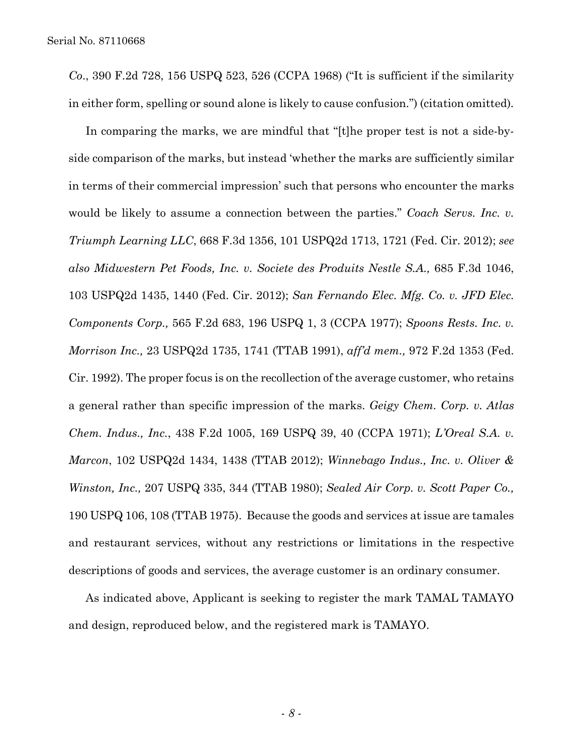*Co*., 390 F.2d 728, 156 USPQ 523, 526 (CCPA 1968) ("It is sufficient if the similarity in either form, spelling or sound alone is likely to cause confusion.") (citation omitted).

In comparing the marks, we are mindful that "[t]he proper test is not a side-by-side comparison of the marks, but instead 'whether the marks are sufficiently similar in terms of their commercial impression' such that persons who encounter the marks would be likely to assume a connection between the parties." *Coach Servs. Inc. v. Triumph Learning LLC*, 668 F.3d 1356, 101 USPQ2d 1713, 1721 (Fed. Cir. 2012); *see also Midwestern Pet Foods, Inc. v. Societe des Produits Nestle S.A.,* 685 F.3d 1046, 103 USPQ2d 1435, 1440 (Fed. Cir. 2012); *San Fernando Elec. Mfg. Co. v. JFD Elec. Components Corp.,* 565 F.2d 683, 196 USPQ 1, 3 (CCPA 1977); *Spoons Rests. Inc. v. Morrison Inc.,* 23 USPQ2d 1735, 1741 (TTAB 1991), *aff'd mem.,* 972 F.2d 1353 (Fed. Cir. 1992). The proper focus is on the recollection of the average customer, who retains a general rather than specific impression of the marks. *Geigy Chem. Corp. v. Atlas Chem. Indus., Inc.*, 438 F.2d 1005, 169 USPQ 39, 40 (CCPA 1971); *L'Oreal S.A. v. Marcon*, 102 USPQ2d 1434, 1438 (TTAB 2012); *Winnebago Indus., Inc. v. Oliver & Winston, Inc.,* 207 USPQ 335, 344 (TTAB 1980); *Sealed Air Corp. v. Scott Paper Co.,* 190 USPQ 106, 108 (TTAB 1975). Because the goods and services at issue are tamales and restaurant services, without any restrictions or limitations in the respective descriptions of goods and services, the average customer is an ordinary consumer.

As indicated above, Applicant is seeking to register the mark TAMAL TAMAYO and design, reproduced below, and the registered mark is TAMAYO.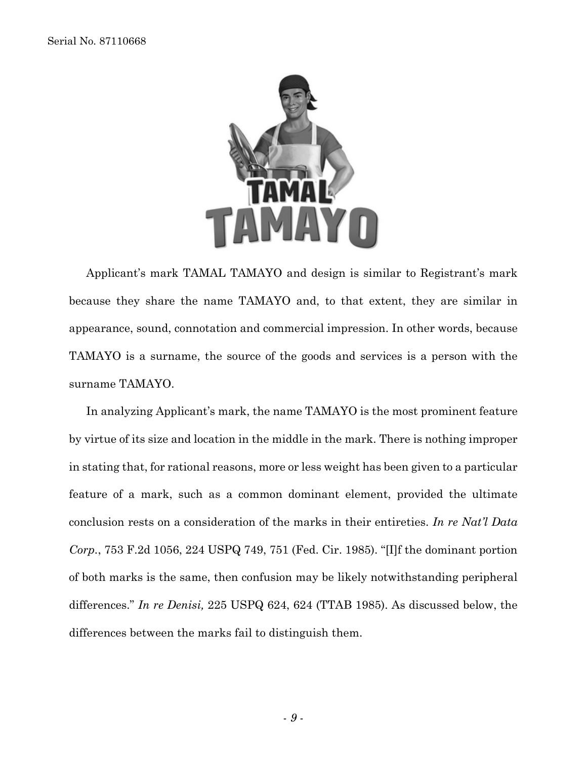Applicant's mark TAMAL TAMAYO and design is similar to Registrant's mark because they share the name TAMAYO and, to that extent, they are similar in appearance, sound, connotation and commercial impression. In other words, because TAMAYO is a surname, the source of the goods and services is a person with the surname TAMAYO.

In analyzing Applicant's mark, the name TAMAYO is the most prominent feature by virtue of its size and location in the middle in the mark. There is nothing improper in stating that, for rational reasons, more or less weight has been given to a particular feature of a mark, such as a common dominant element, provided the ultimate conclusion rests on a consideration of the marks in their entireties. *In re Nat'l Data Corp.*, 753 F.2d 1056, 224 USPQ 749, 751 (Fed. Cir. 1985). "[I]f the dominant portion of both marks is the same, then confusion may be likely notwithstanding peripheral differences." *In re Denisi,* 225 USPQ 624, 624 (TTAB 1985). As discussed below, the differences between the marks fail to distinguish them.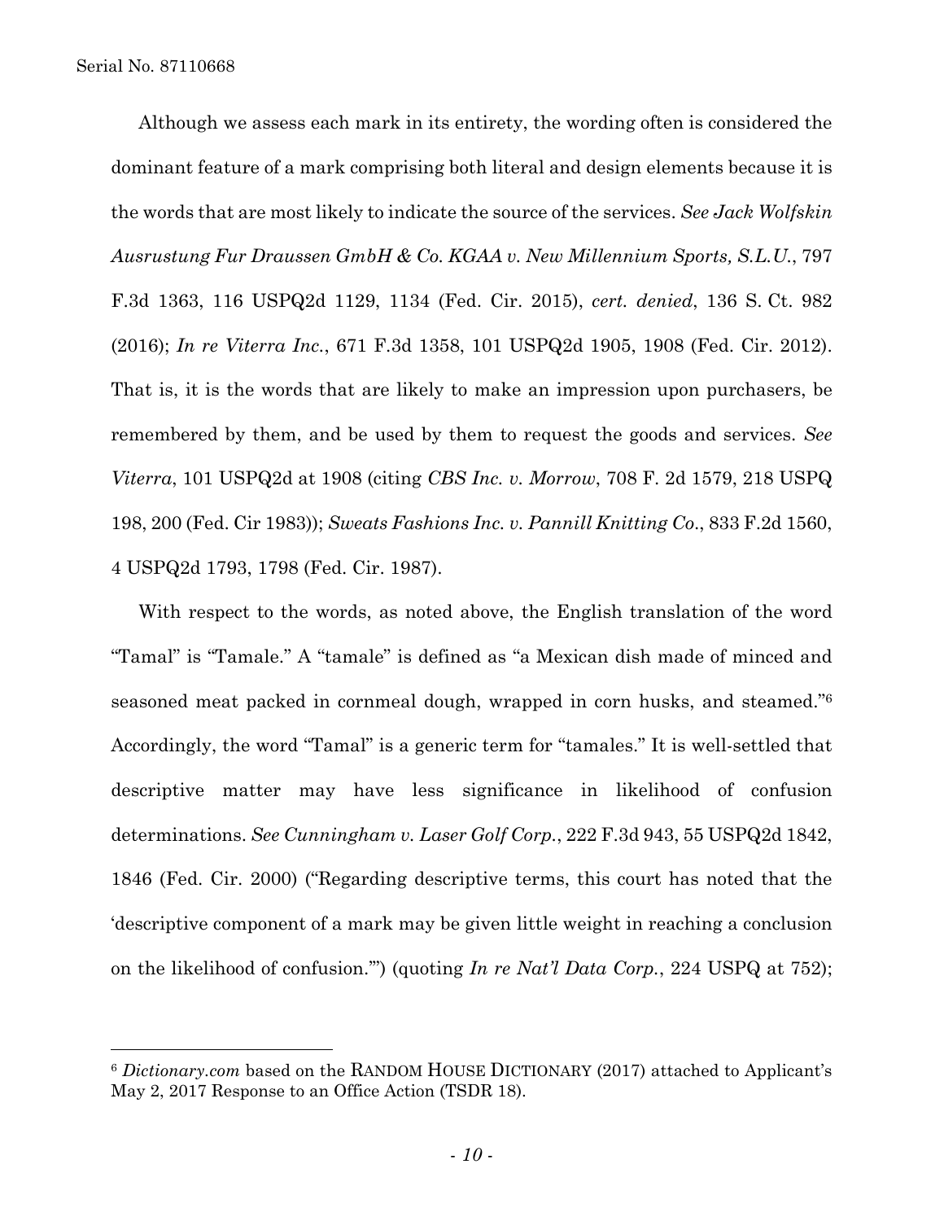Although we assess each mark in its entirety, the wording often is considered the dominant feature of a mark comprising both literal and design elements because it is the words that are most likely to indicate the source of the services. *See Jack Wolfskin Ausrustung Fur Draussen GmbH & Co. KGAA v. New Millennium Sports, S.L.U.*, 797 F.3d 1363, 116 USPQ2d 1129, 1134 (Fed. Cir. 2015), *cert. denied*, 136 S. Ct. 982 (2016); *In re Viterra Inc.*, 671 F.3d 1358, 101 USPQ2d 1905, 1908 (Fed. Cir. 2012). That is, it is the words that are likely to make an impression upon purchasers, be remembered by them, and be used by them to request the goods and services. *See Viterra*, 101 USPQ2d at 1908 (citing *CBS Inc. v. Morrow*, 708 F. 2d 1579, 218 USPQ 198, 200 (Fed. Cir 1983)); *Sweats Fashions Inc. v. Pannill Knitting Co.*, 833 F.2d 1560, 4 USPQ2d 1793, 1798 (Fed. Cir. 1987).

With respect to the words, as noted above, the English translation of the word "Tamal" is "Tamale." A "tamale" is defined as "a Mexican dish made of minced and seasoned meat packed in cornmeal dough, wrapped in corn husks, and steamed."[6] Accordingly, the word "Tamal" is a generic term for "tamales." It is well-settled that descriptive matter may have less significance in likelihood of confusion determinations. *See Cunningham v. Laser Golf Corp.*, 222 F.3d 943, 55 USPQ2d 1842, 1846 (Fed. Cir. 2000) ("Regarding descriptive terms, this court has noted that the 'descriptive component of a mark may be given little weight in reaching a conclusion on the likelihood of confusion.'") (quoting *In re Nat'l Data Corp.*, 224 USPQ at 752);

---

[6] *Dictionary.com* based on the RANDOM HOUSE DICTIONARY (2017) attached to Applicant's May 2, 2017 Response to an Office Action (TSDR 18).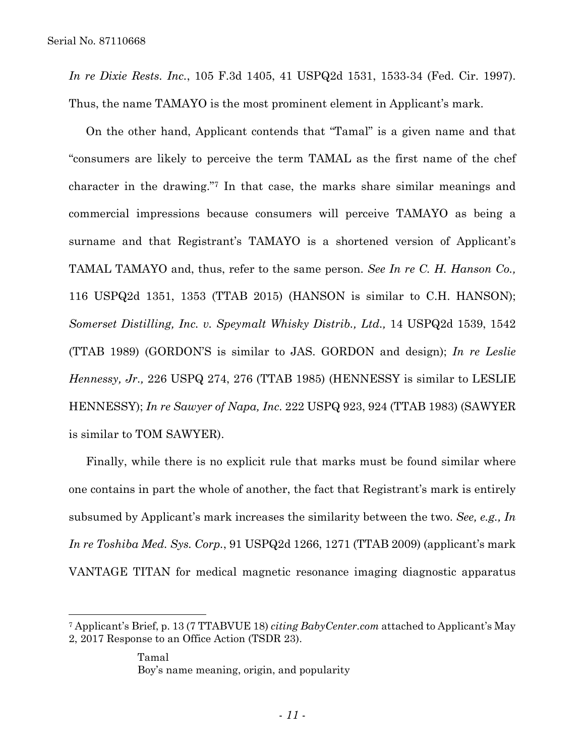*In re Dixie Rests. Inc.*, 105 F.3d 1405, 41 USPQ2d 1531, 1533-34 (Fed. Cir. 1997). Thus, the name TAMAYO is the most prominent element in Applicant's mark.

On the other hand, Applicant contends that "Tamal" is a given name and that "consumers are likely to perceive the term TAMAL as the first name of the chef character in the drawing."[7] In that case, the marks share similar meanings and commercial impressions because consumers will perceive TAMAYO as being a surname and that Registrant's TAMAYO is a shortened version of Applicant's TAMAL TAMAYO and, thus, refer to the same person. *See In re C. H. Hanson Co.,* 116 USPQ2d 1351, 1353 (TTAB 2015) (HANSON is similar to C.H. HANSON); *Somerset Distilling, Inc. v. Speymalt Whisky Distrib., Ltd.,* 14 USPQ2d 1539, 1542 (TTAB 1989) (GORDON'S is similar to JAS. GORDON and design); *In re Leslie Hennessy, Jr.,* 226 USPQ 274, 276 (TTAB 1985) (HENNESSY is similar to LESLIE HENNESSY); *In re Sawyer of Napa, Inc.* 222 USPQ 923, 924 (TTAB 1983) (SAWYER is similar to TOM SAWYER).

Finally, while there is no explicit rule that marks must be found similar where one contains in part the whole of another, the fact that Registrant's mark is entirely subsumed by Applicant's mark increases the similarity between the two. *See, e.g., In In re Toshiba Med. Sys. Corp.*, 91 USPQ2d 1266, 1271 (TTAB 2009) (applicant's mark VANTAGE TITAN for medical magnetic resonance imaging diagnostic apparatus

---

[7] Applicant's Brief, p. 13 (7 TTABVUE 18) *citing BabyCenter.com* attached to Applicant's May 2, 2017 Response to an Office Action (TSDR 23).

> Tamal
> Boy's name meaning, origin, and popularity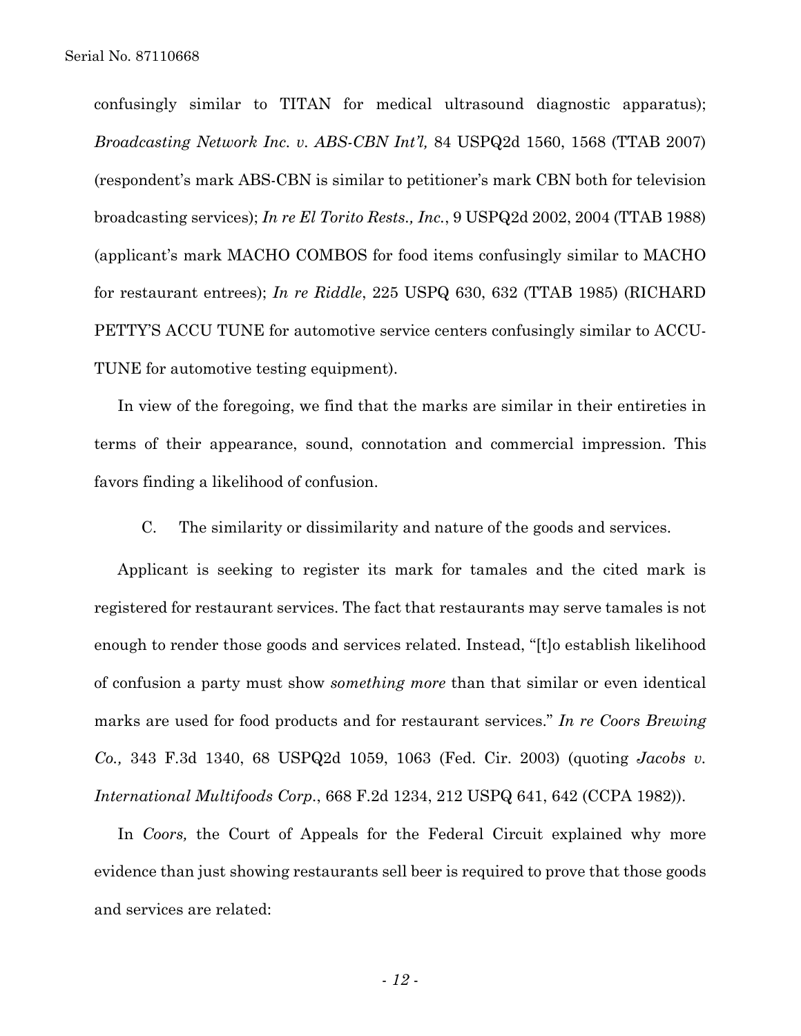confusingly similar to TITAN for medical ultrasound diagnostic apparatus); *Broadcasting Network Inc. v. ABS-CBN Int'l,* 84 USPQ2d 1560, 1568 (TTAB 2007) (respondent's mark ABS-CBN is similar to petitioner's mark CBN both for television broadcasting services); *In re El Torito Rests., Inc.*, 9 USPQ2d 2002, 2004 (TTAB 1988) (applicant's mark MACHO COMBOS for food items confusingly similar to MACHO for restaurant entrees); *In re Riddle*, 225 USPQ 630, 632 (TTAB 1985) (RICHARD PETTY'S ACCU TUNE for automotive service centers confusingly similar to ACCU-TUNE for automotive testing equipment).

In view of the foregoing, we find that the marks are similar in their entireties in terms of their appearance, sound, connotation and commercial impression. This favors finding a likelihood of confusion.

C. The similarity or dissimilarity and nature of the goods and services.

Applicant is seeking to register its mark for tamales and the cited mark is registered for restaurant services. The fact that restaurants may serve tamales is not enough to render those goods and services related. Instead, "[t]o establish likelihood of confusion a party must show *something more* than that similar or even identical marks are used for food products and for restaurant services." *In re Coors Brewing Co.,* 343 F.3d 1340, 68 USPQ2d 1059, 1063 (Fed. Cir. 2003) (quoting *Jacobs v. International Multifoods Corp.*, 668 F.2d 1234, 212 USPQ 641, 642 (CCPA 1982)).

In *Coors,* the Court of Appeals for the Federal Circuit explained why more evidence than just showing restaurants sell beer is required to prove that those goods and services are related: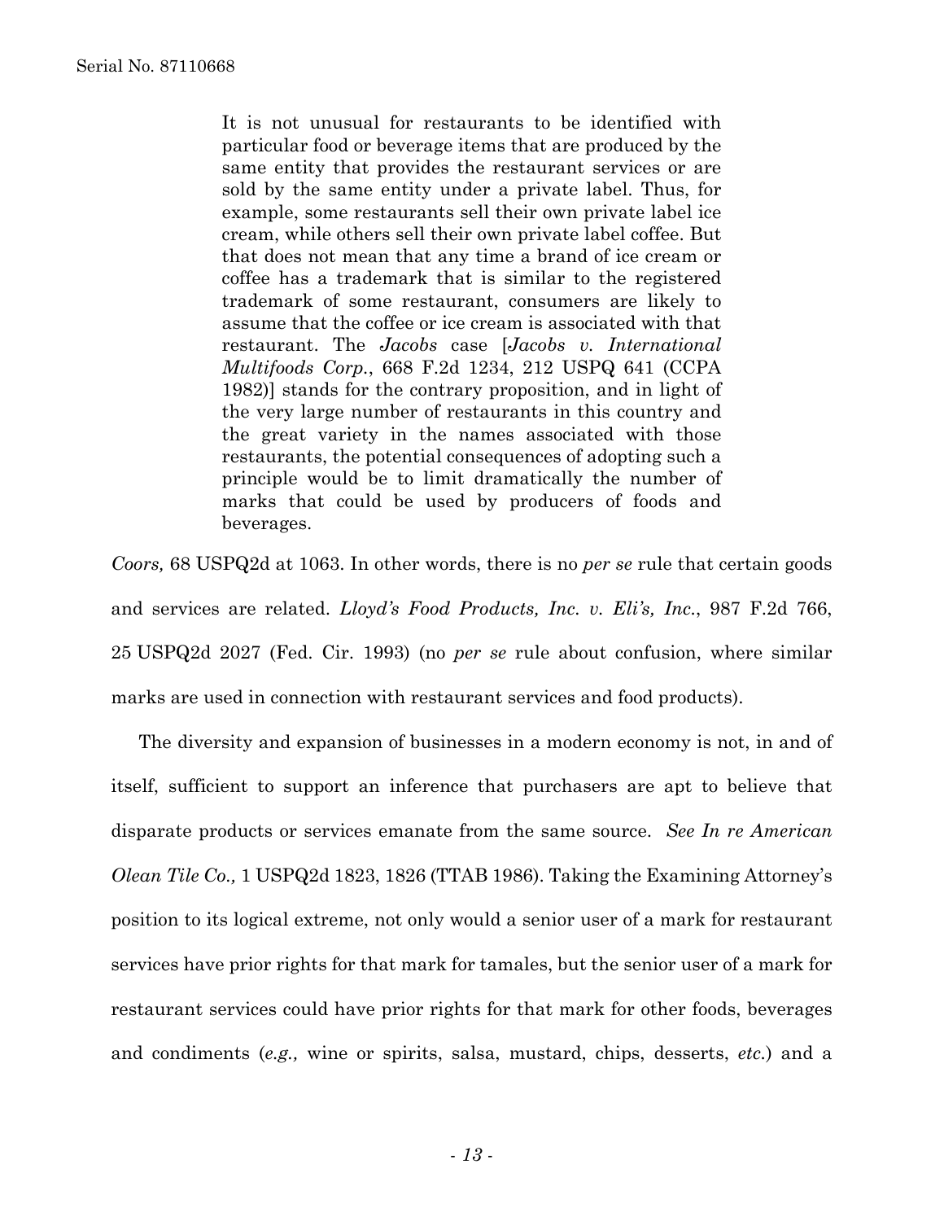> It is not unusual for restaurants to be identified with particular food or beverage items that are produced by the same entity that provides the restaurant services or are sold by the same entity under a private label. Thus, for example, some restaurants sell their own private label ice cream, while others sell their own private label coffee. But that does not mean that any time a brand of ice cream or coffee has a trademark that is similar to the registered trademark of some restaurant, consumers are likely to assume that the coffee or ice cream is associated with that restaurant. The *Jacobs* case [*Jacobs v. International Multifoods Corp.*, 668 F.2d 1234, 212 USPQ 641 (CCPA 1982)] stands for the contrary proposition, and in light of the very large number of restaurants in this country and the great variety in the names associated with those restaurants, the potential consequences of adopting such a principle would be to limit dramatically the number of marks that could be used by producers of foods and beverages.

*Coors,* 68 USPQ2d at 1063. In other words, there is no *per se* rule that certain goods and services are related. *Lloyd's Food Products, Inc. v. Eli's, Inc.*, 987 F.2d 766, 25 USPQ2d 2027 (Fed. Cir. 1993) (no *per se* rule about confusion, where similar marks are used in connection with restaurant services and food products).

The diversity and expansion of businesses in a modern economy is not, in and of itself, sufficient to support an inference that purchasers are apt to believe that disparate products or services emanate from the same source. *See In re American Olean Tile Co.,* 1 USPQ2d 1823, 1826 (TTAB 1986). Taking the Examining Attorney's position to its logical extreme, not only would a senior user of a mark for restaurant services have prior rights for that mark for tamales, but the senior user of a mark for restaurant services could have prior rights for that mark for other foods, beverages and condiments (*e.g.,* wine or spirits, salsa, mustard, chips, desserts, *etc.*) and a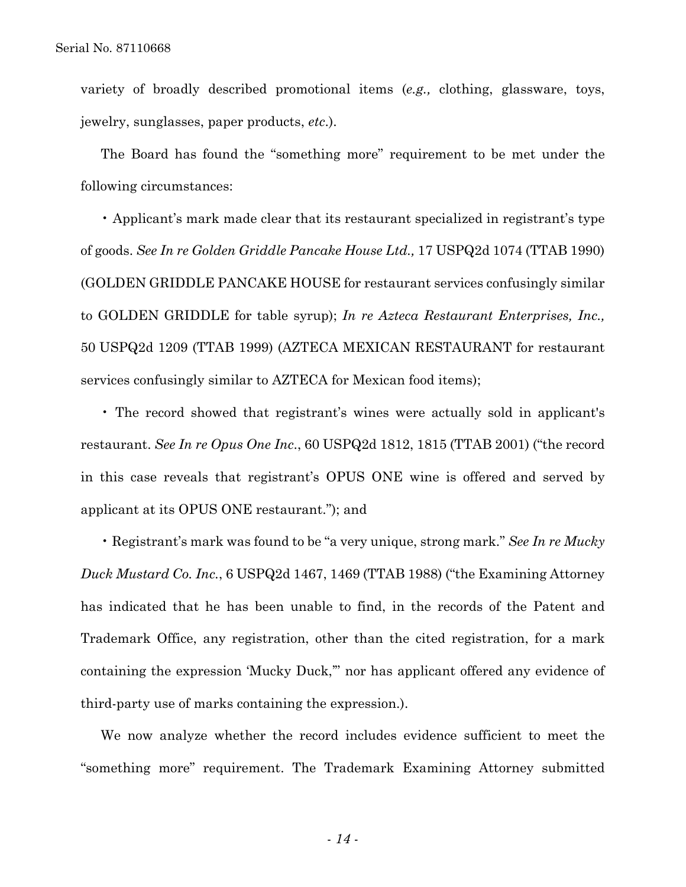variety of broadly described promotional items (*e.g.,* clothing, glassware, toys, jewelry, sunglasses, paper products, *etc*.).

The Board has found the "something more" requirement to be met under the following circumstances:

- Applicant's mark made clear that its restaurant specialized in registrant's type of goods. *See In re Golden Griddle Pancake House Ltd.,* 17 USPQ2d 1074 (TTAB 1990) (GOLDEN GRIDDLE PANCAKE HOUSE for restaurant services confusingly similar to GOLDEN GRIDDLE for table syrup); *In re Azteca Restaurant Enterprises, Inc.,* 50 USPQ2d 1209 (TTAB 1999) (AZTECA MEXICAN RESTAURANT for restaurant services confusingly similar to AZTECA for Mexican food items);

- The record showed that registrant's wines were actually sold in applicant's restaurant. *See In re Opus One Inc*., 60 USPQ2d 1812, 1815 (TTAB 2001) ("the record in this case reveals that registrant's OPUS ONE wine is offered and served by applicant at its OPUS ONE restaurant."); and

- Registrant's mark was found to be "a very unique, strong mark." *See In re Mucky Duck Mustard Co. Inc.*, 6 USPQ2d 1467, 1469 (TTAB 1988) ("the Examining Attorney has indicated that he has been unable to find, in the records of the Patent and Trademark Office, any registration, other than the cited registration, for a mark containing the expression 'Mucky Duck,'" nor has applicant offered any evidence of third-party use of marks containing the expression.).

We now analyze whether the record includes evidence sufficient to meet the "something more" requirement. The Trademark Examining Attorney submitted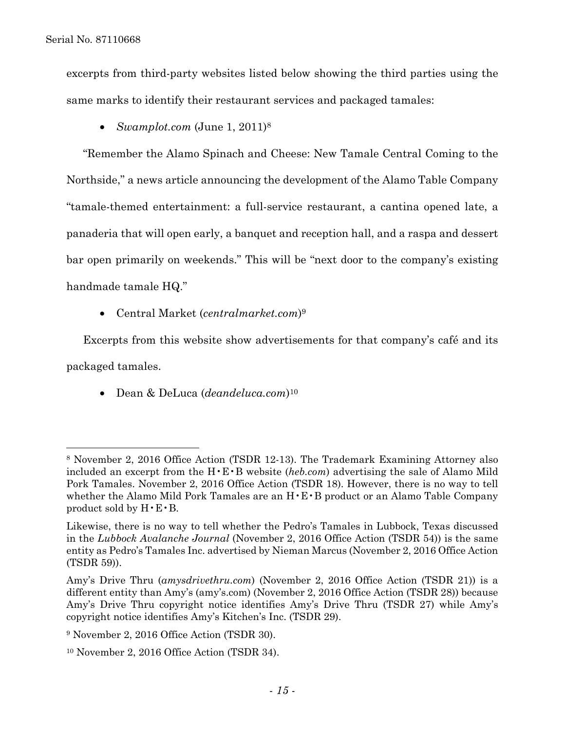excerpts from third-party websites listed below showing the third parties using the same marks to identify their restaurant services and packaged tamales:

- *Swamplot.com* (June 1, 2011)[8]

"Remember the Alamo Spinach and Cheese: New Tamale Central Coming to the Northside," a news article announcing the development of the Alamo Table Company "tamale-themed entertainment: a full-service restaurant, a cantina opened late, a panaderia that will open early, a banquet and reception hall, and a raspa and dessert bar open primarily on weekends." This will be "next door to the company's existing handmade tamale HQ."

- Central Market (*centralmarket.com*)[9]

Excerpts from this website show advertisements for that company's café and its packaged tamales.

- Dean & DeLuca (*deandeluca.com*)[10]

---

[8] November 2, 2016 Office Action (TSDR 12-13). The Trademark Examining Attorney also included an excerpt from the H•E•B website (*heb.com*) advertising the sale of Alamo Mild Pork Tamales. November 2, 2016 Office Action (TSDR 18). However, there is no way to tell whether the Alamo Mild Pork Tamales are an H•E•B product or an Alamo Table Company product sold by H•E•B.

Likewise, there is no way to tell whether the Pedro's Tamales in Lubbock, Texas discussed in the *Lubbock Avalanche Journal* (November 2, 2016 Office Action (TSDR 54)) is the same entity as Pedro's Tamales Inc. advertised by Nieman Marcus (November 2, 2016 Office Action (TSDR 59)).

Amy's Drive Thru (*amysdrivethru.com*) (November 2, 2016 Office Action (TSDR 21)) is a different entity than Amy's (amy's.com) (November 2, 2016 Office Action (TSDR 28)) because Amy's Drive Thru copyright notice identifies Amy's Drive Thru (TSDR 27) while Amy's copyright notice identifies Amy's Kitchen's Inc. (TSDR 29).

[9] November 2, 2016 Office Action (TSDR 30).

[10] November 2, 2016 Office Action (TSDR 34).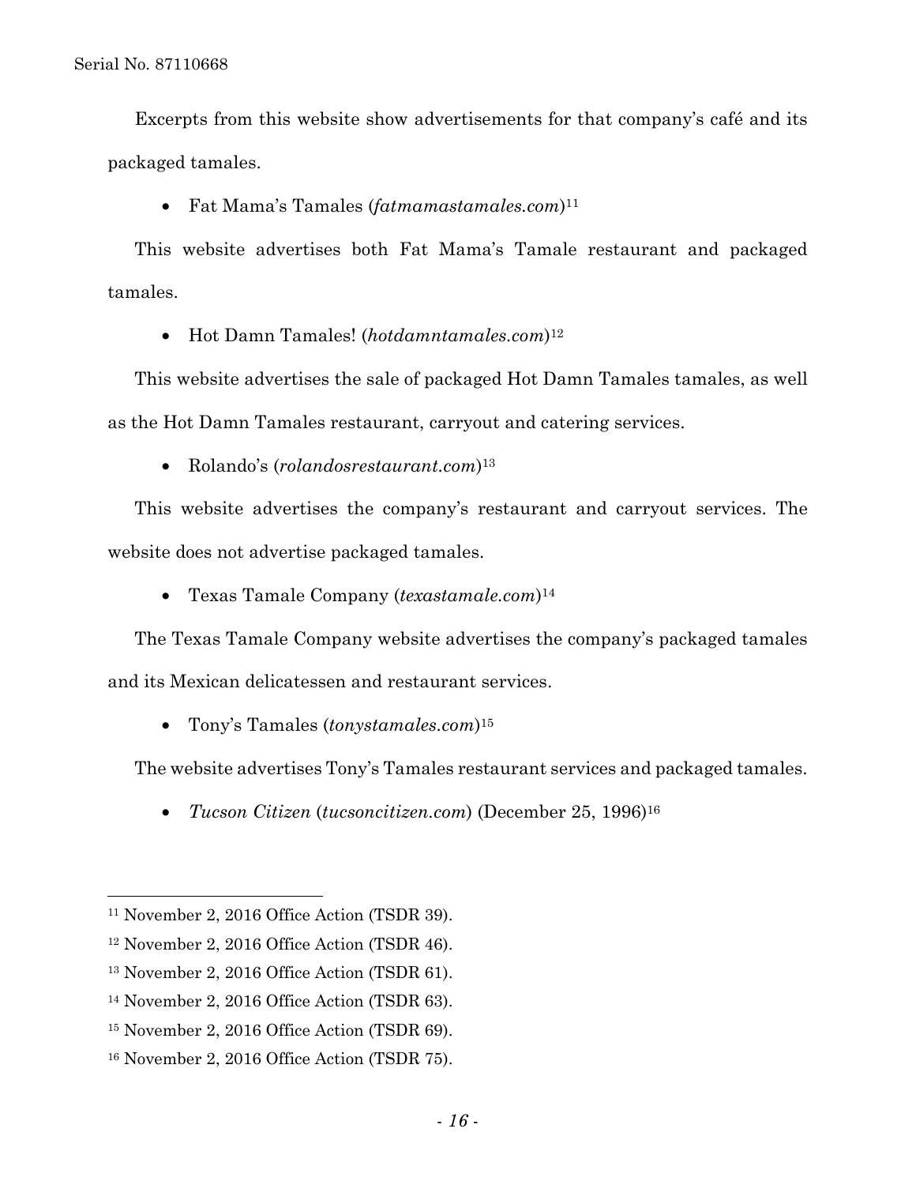Excerpts from this website show advertisements for that company's café and its packaged tamales.

- Fat Mama's Tamales (*fatmamastamales.com*)[11]

This website advertises both Fat Mama's Tamale restaurant and packaged tamales.

- Hot Damn Tamales! (*hotdamntamales.com*)[12]

This website advertises the sale of packaged Hot Damn Tamales tamales, as well as the Hot Damn Tamales restaurant, carryout and catering services.

- Rolando's (*rolandosrestaurant.com*)[13]

This website advertises the company's restaurant and carryout services. The website does not advertise packaged tamales.

- Texas Tamale Company (*texastamale.com*)[14]

The Texas Tamale Company website advertises the company's packaged tamales and its Mexican delicatessen and restaurant services.

- Tony's Tamales (*tonystamales.com*)[15]

The website advertises Tony's Tamales restaurant services and packaged tamales.

- *Tucson Citizen* (*tucsoncitizen.com*) (December 25, 1996)[16]

---

[11] November 2, 2016 Office Action (TSDR 39).

[12] November 2, 2016 Office Action (TSDR 46).

[13] November 2, 2016 Office Action (TSDR 61).

[14] November 2, 2016 Office Action (TSDR 63).

[15] November 2, 2016 Office Action (TSDR 69).

[16] November 2, 2016 Office Action (TSDR 75).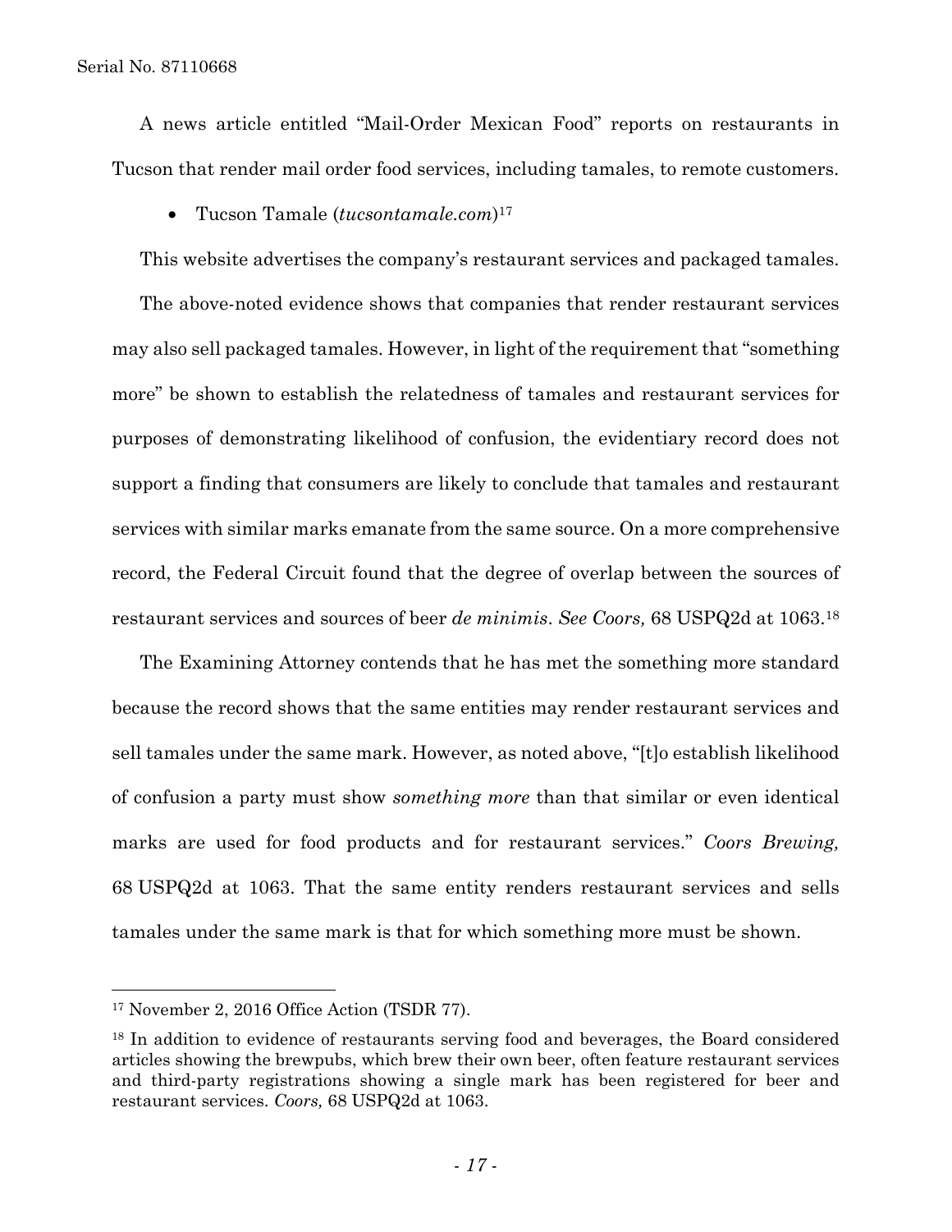A news article entitled "Mail-Order Mexican Food" reports on restaurants in Tucson that render mail order food services, including tamales, to remote customers.

- Tucson Tamale (*tucsontamale.com*)[17]

This website advertises the company's restaurant services and packaged tamales.

The above-noted evidence shows that companies that render restaurant services may also sell packaged tamales. However, in light of the requirement that "something more" be shown to establish the relatedness of tamales and restaurant services for purposes of demonstrating likelihood of confusion, the evidentiary record does not support a finding that consumers are likely to conclude that tamales and restaurant services with similar marks emanate from the same source. On a more comprehensive record, the Federal Circuit found that the degree of overlap between the sources of restaurant services and sources of beer *de minimis*. *See Coors,* 68 USPQ2d at 1063.[18]

The Examining Attorney contends that he has met the something more standard because the record shows that the same entities may render restaurant services and sell tamales under the same mark. However, as noted above, "[t]o establish likelihood of confusion a party must show *something more* than that similar or even identical marks are used for food products and for restaurant services." *Coors Brewing,* 68 USPQ2d at 1063. That the same entity renders restaurant services and sells tamales under the same mark is that for which something more must be shown.

---

[17] November 2, 2016 Office Action (TSDR 77).

[18] In addition to evidence of restaurants serving food and beverages, the Board considered articles showing the brewpubs, which brew their own beer, often feature restaurant services and third-party registrations showing a single mark has been registered for beer and restaurant services. *Coors,* 68 USPQ2d at 1063.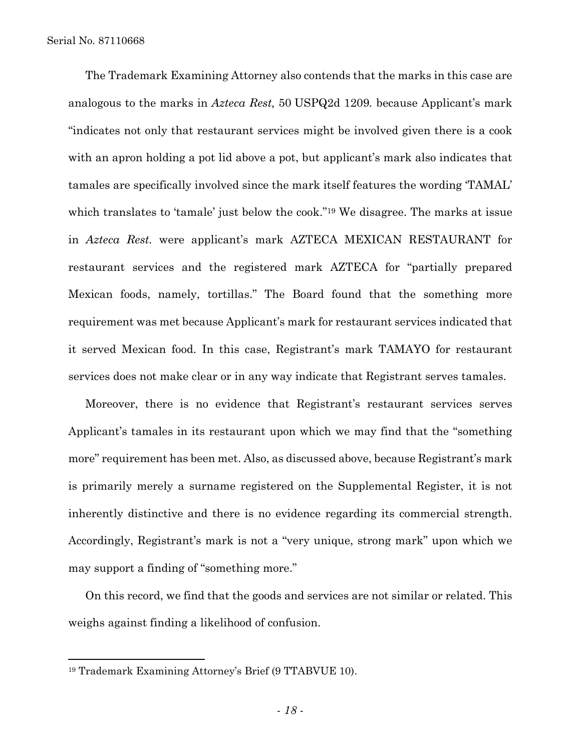The Trademark Examining Attorney also contends that the marks in this case are analogous to the marks in *Azteca Rest,* 50 USPQ2d 1209. because Applicant's mark "indicates not only that restaurant services might be involved given there is a cook with an apron holding a pot lid above a pot, but applicant's mark also indicates that tamales are specifically involved since the mark itself features the wording 'TAMAL' which translates to 'tamale' just below the cook."[19] We disagree. The marks at issue in *Azteca Rest.* were applicant's mark AZTECA MEXICAN RESTAURANT for restaurant services and the registered mark AZTECA for "partially prepared Mexican foods, namely, tortillas." The Board found that the something more requirement was met because Applicant's mark for restaurant services indicated that it served Mexican food. In this case, Registrant's mark TAMAYO for restaurant services does not make clear or in any way indicate that Registrant serves tamales.

Moreover, there is no evidence that Registrant's restaurant services serves Applicant's tamales in its restaurant upon which we may find that the "something more" requirement has been met. Also, as discussed above, because Registrant's mark is primarily merely a surname registered on the Supplemental Register, it is not inherently distinctive and there is no evidence regarding its commercial strength. Accordingly, Registrant's mark is not a "very unique, strong mark" upon which we may support a finding of "something more."

On this record, we find that the goods and services are not similar or related. This weighs against finding a likelihood of confusion.

---

[19] Trademark Examining Attorney's Brief (9 TTABVUE 10).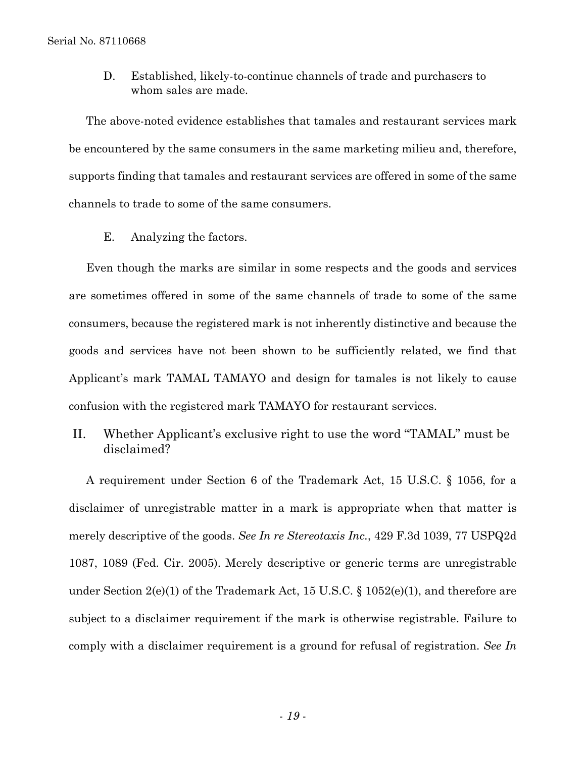D. Established, likely-to-continue channels of trade and purchasers to whom sales are made.

The above-noted evidence establishes that tamales and restaurant services mark be encountered by the same consumers in the same marketing milieu and, therefore, supports finding that tamales and restaurant services are offered in some of the same channels to trade to some of the same consumers.

E. Analyzing the factors.

Even though the marks are similar in some respects and the goods and services are sometimes offered in some of the same channels of trade to some of the same consumers, because the registered mark is not inherently distinctive and because the goods and services have not been shown to be sufficiently related, we find that Applicant's mark TAMAL TAMAYO and design for tamales is not likely to cause confusion with the registered mark TAMAYO for restaurant services.

## II. Whether Applicant's exclusive right to use the word "TAMAL" must be disclaimed?

A requirement under Section 6 of the Trademark Act, 15 U.S.C. § 1056, for a disclaimer of unregistrable matter in a mark is appropriate when that matter is merely descriptive of the goods. *See In re Stereotaxis Inc.*, 429 F.3d 1039, 77 USPQ2d 1087, 1089 (Fed. Cir. 2005). Merely descriptive or generic terms are unregistrable under Section 2(e)(1) of the Trademark Act, 15 U.S.C. § 1052(e)(1), and therefore are subject to a disclaimer requirement if the mark is otherwise registrable. Failure to comply with a disclaimer requirement is a ground for refusal of registration. *See In*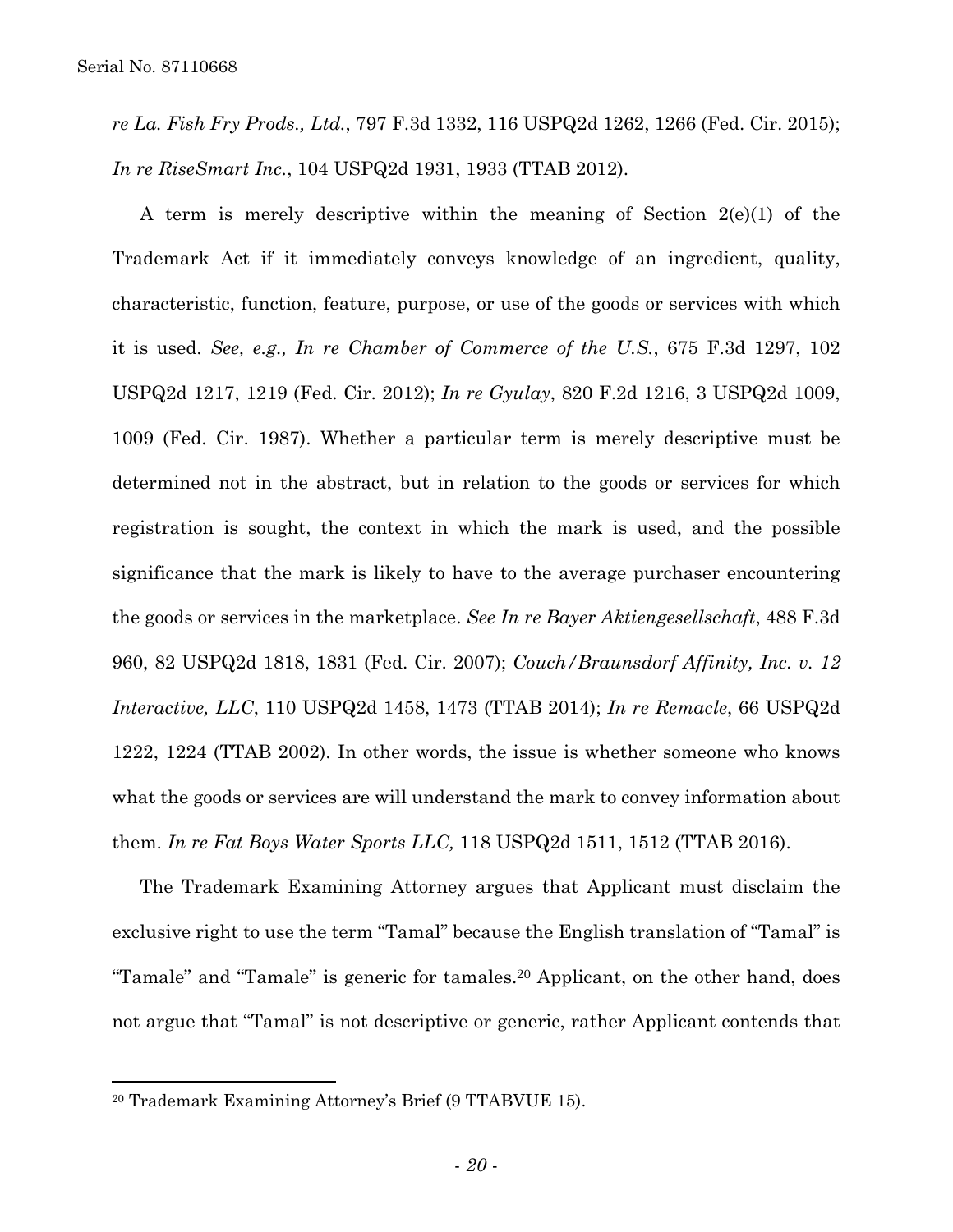*re La. Fish Fry Prods., Ltd.*, 797 F.3d 1332, 116 USPQ2d 1262, 1266 (Fed. Cir. 2015); *In re RiseSmart Inc.*, 104 USPQ2d 1931, 1933 (TTAB 2012).

A term is merely descriptive within the meaning of Section 2(e)(1) of the Trademark Act if it immediately conveys knowledge of an ingredient, quality, characteristic, function, feature, purpose, or use of the goods or services with which it is used. *See, e.g., In re Chamber of Commerce of the U.S.*, 675 F.3d 1297, 102 USPQ2d 1217, 1219 (Fed. Cir. 2012); *In re Gyulay*, 820 F.2d 1216, 3 USPQ2d 1009, 1009 (Fed. Cir. 1987). Whether a particular term is merely descriptive must be determined not in the abstract, but in relation to the goods or services for which registration is sought, the context in which the mark is used, and the possible significance that the mark is likely to have to the average purchaser encountering the goods or services in the marketplace. *See In re Bayer Aktiengesellschaft*, 488 F.3d 960, 82 USPQ2d 1818, 1831 (Fed. Cir. 2007); *Couch/Braunsdorf Affinity, Inc. v. 12 Interactive, LLC*, 110 USPQ2d 1458, 1473 (TTAB 2014); *In re Remacle*, 66 USPQ2d 1222, 1224 (TTAB 2002). In other words, the issue is whether someone who knows what the goods or services are will understand the mark to convey information about them. *In re Fat Boys Water Sports LLC,* 118 USPQ2d 1511, 1512 (TTAB 2016).

The Trademark Examining Attorney argues that Applicant must disclaim the exclusive right to use the term "Tamal" because the English translation of "Tamal" is "Tamale" and "Tamale" is generic for tamales.[20] Applicant, on the other hand, does not argue that "Tamal" is not descriptive or generic, rather Applicant contends that

[20] Trademark Examining Attorney's Brief (9 TTABVUE 15).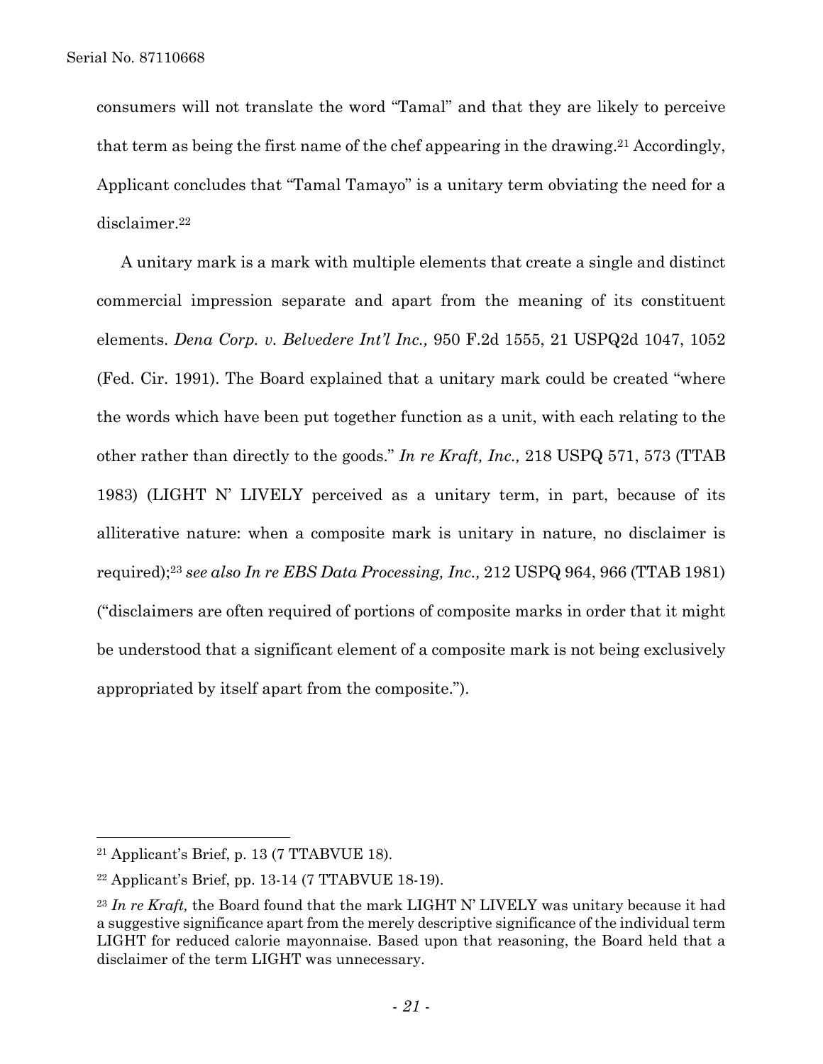consumers will not translate the word "Tamal" and that they are likely to perceive that term as being the first name of the chef appearing in the drawing.[21] Accordingly, Applicant concludes that "Tamal Tamayo" is a unitary term obviating the need for a disclaimer.[22]

A unitary mark is a mark with multiple elements that create a single and distinct commercial impression separate and apart from the meaning of its constituent elements. *Dena Corp. v. Belvedere Int'l Inc.,* 950 F.2d 1555, 21 USPQ2d 1047, 1052 (Fed. Cir. 1991). The Board explained that a unitary mark could be created "where the words which have been put together function as a unit, with each relating to the other rather than directly to the goods." *In re Kraft, Inc.,* 218 USPQ 571, 573 (TTAB 1983) (LIGHT N' LIVELY perceived as a unitary term, in part, because of its alliterative nature: when a composite mark is unitary in nature, no disclaimer is required);[23] *see also In re EBS Data Processing, Inc.,* 212 USPQ 964, 966 (TTAB 1981) ("disclaimers are often required of portions of composite marks in order that it might be understood that a significant element of a composite mark is not being exclusively appropriated by itself apart from the composite.").

---

[21] Applicant's Brief, p. 13 (7 TTABVUE 18).

[22] Applicant's Brief, pp. 13-14 (7 TTABVUE 18-19).

[23] *In re Kraft,* the Board found that the mark LIGHT N' LIVELY was unitary because it had a suggestive significance apart from the merely descriptive significance of the individual term LIGHT for reduced calorie mayonnaise. Based upon that reasoning, the Board held that a disclaimer of the term LIGHT was unnecessary.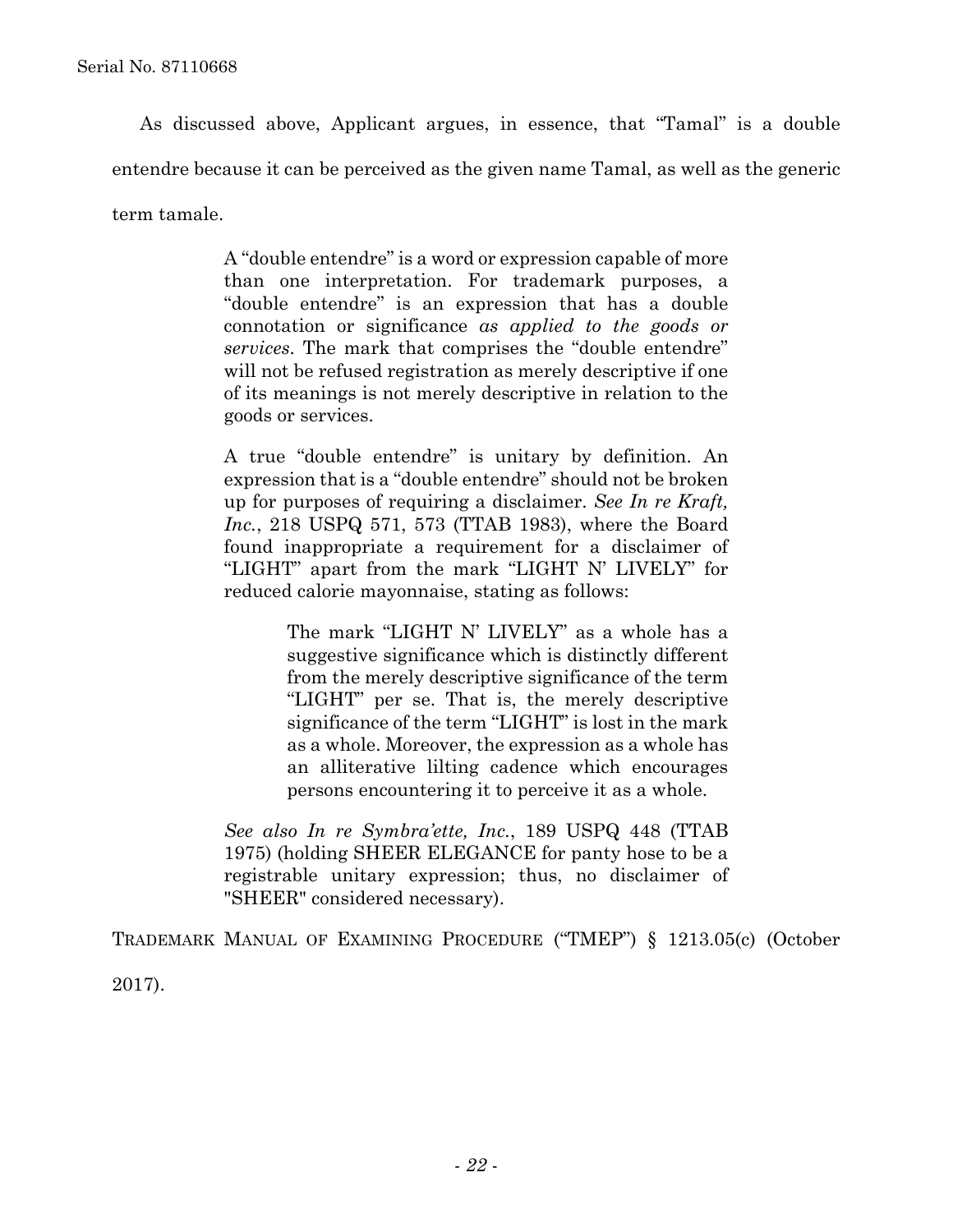As discussed above, Applicant argues, in essence, that "Tamal" is a double entendre because it can be perceived as the given name Tamal, as well as the generic term tamale.

> A "double entendre" is a word or expression capable of more than one interpretation. For trademark purposes, a "double entendre" is an expression that has a double connotation or significance *as applied to the goods or services*. The mark that comprises the "double entendre" will not be refused registration as merely descriptive if one of its meanings is not merely descriptive in relation to the goods or services.
>
> A true "double entendre" is unitary by definition. An expression that is a "double entendre" should not be broken up for purposes of requiring a disclaimer. *See In re Kraft, Inc.*, 218 USPQ 571, 573 (TTAB 1983), where the Board found inappropriate a requirement for a disclaimer of "LIGHT" apart from the mark "LIGHT N' LIVELY" for reduced calorie mayonnaise, stating as follows:
>
> > The mark "LIGHT N' LIVELY" as a whole has a suggestive significance which is distinctly different from the merely descriptive significance of the term "LIGHT" per se. That is, the merely descriptive significance of the term "LIGHT" is lost in the mark as a whole. Moreover, the expression as a whole has an alliterative lilting cadence which encourages persons encountering it to perceive it as a whole.
>
> *See also In re Symbra'ette, Inc.*, 189 USPQ 448 (TTAB 1975) (holding SHEER ELEGANCE for panty hose to be a registrable unitary expression; thus, no disclaimer of "SHEER" considered necessary).

TRADEMARK MANUAL OF EXAMINING PROCEDURE ("TMEP") § 1213.05(c) (October 2017).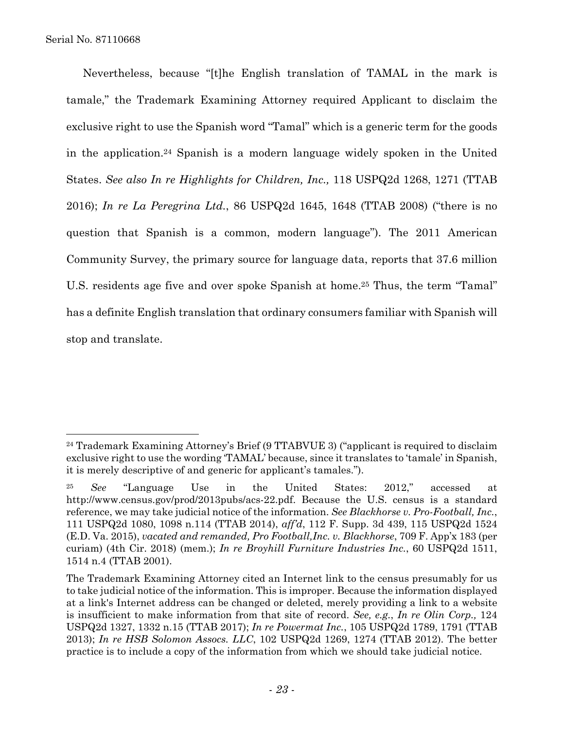Nevertheless, because "[t]he English translation of TAMAL in the mark is tamale," the Trademark Examining Attorney required Applicant to disclaim the exclusive right to use the Spanish word "Tamal" which is a generic term for the goods in the application.[24] Spanish is a modern language widely spoken in the United States. *See also In re Highlights for Children, Inc.,* 118 USPQ2d 1268, 1271 (TTAB 2016); *In re La Peregrina Ltd.*, 86 USPQ2d 1645, 1648 (TTAB 2008) ("there is no question that Spanish is a common, modern language"). The 2011 American Community Survey, the primary source for language data, reports that 37.6 million U.S. residents age five and over spoke Spanish at home.[25] Thus, the term "Tamal" has a definite English translation that ordinary consumers familiar with Spanish will stop and translate.

---

[24] Trademark Examining Attorney's Brief (9 TTABVUE 3) ("applicant is required to disclaim exclusive right to use the wording 'TAMAL' because, since it translates to 'tamale' in Spanish, it is merely descriptive of and generic for applicant's tamales.").

[25] *See* "Language Use in the United States: 2012," accessed at http://www.census.gov/prod/2013pubs/acs-22.pdf. Because the U.S. census is a standard reference, we may take judicial notice of the information. *See Blackhorse v. Pro-Football, Inc.*, 111 USPQ2d 1080, 1098 n.114 (TTAB 2014), *aff'd*, 112 F. Supp. 3d 439, 115 USPQ2d 1524 (E.D. Va. 2015), *vacated and remanded, Pro Football,Inc. v. Blackhorse*, 709 F. App'x 183 (per curiam) (4th Cir. 2018) (mem.); *In re Broyhill Furniture Industries Inc.*, 60 USPQ2d 1511, 1514 n.4 (TTAB 2001).

The Trademark Examining Attorney cited an Internet link to the census presumably for us to take judicial notice of the information. This is improper. Because the information displayed at a link's Internet address can be changed or deleted, merely providing a link to a website is insufficient to make information from that site of record. *See, e.g.*, *In re Olin Corp.,* 124 USPQ2d 1327, 1332 n.15 (TTAB 2017); *In re Powermat Inc.*, 105 USPQ2d 1789, 1791 (TTAB 2013); *In re HSB Solomon Assocs. LLC*, 102 USPQ2d 1269, 1274 (TTAB 2012). The better practice is to include a copy of the information from which we should take judicial notice.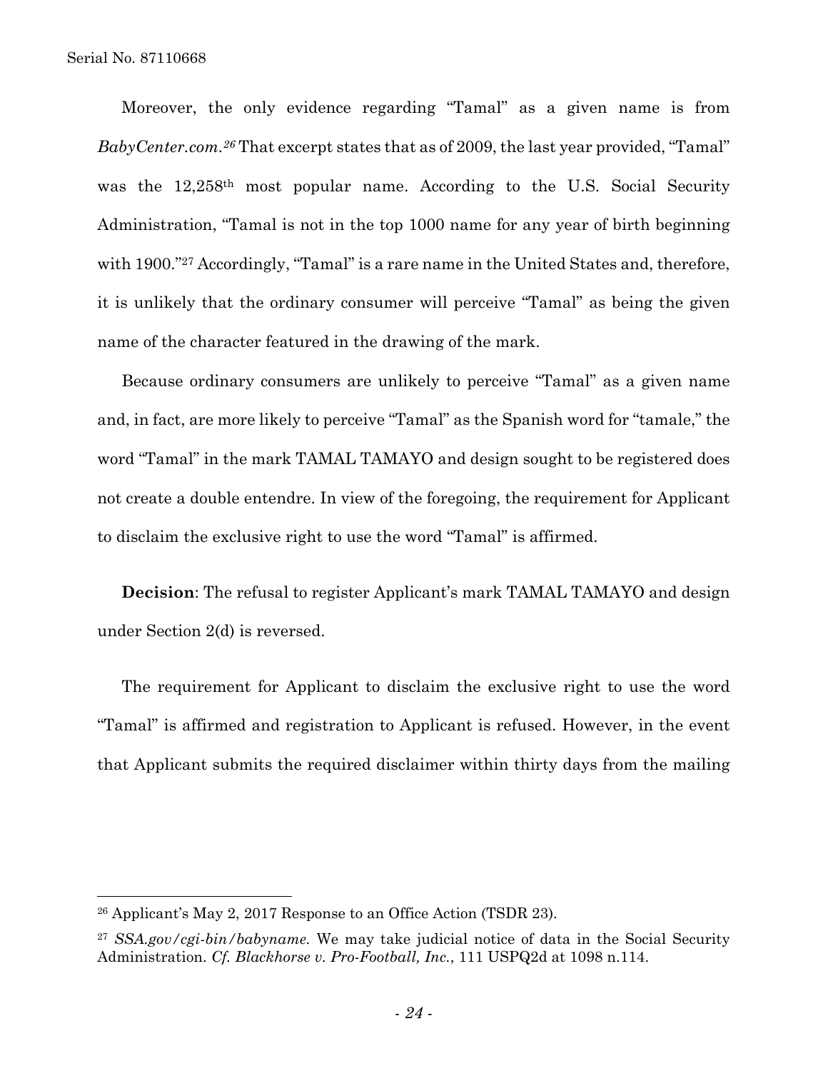Moreover, the only evidence regarding "Tamal" as a given name is from *BabyCenter.com*.[26] That excerpt states that as of 2009, the last year provided, "Tamal" was the 12,258th most popular name. According to the U.S. Social Security Administration, "Tamal is not in the top 1000 name for any year of birth beginning with 1900."[27] Accordingly, "Tamal" is a rare name in the United States and, therefore, it is unlikely that the ordinary consumer will perceive "Tamal" as being the given name of the character featured in the drawing of the mark.

Because ordinary consumers are unlikely to perceive "Tamal" as a given name and, in fact, are more likely to perceive "Tamal" as the Spanish word for "tamale," the word "Tamal" in the mark TAMAL TAMAYO and design sought to be registered does not create a double entendre. In view of the foregoing, the requirement for Applicant to disclaim the exclusive right to use the word "Tamal" is affirmed.

**Decision**: The refusal to register Applicant's mark TAMAL TAMAYO and design under Section 2(d) is reversed.

The requirement for Applicant to disclaim the exclusive right to use the word "Tamal" is affirmed and registration to Applicant is refused. However, in the event that Applicant submits the required disclaimer within thirty days from the mailing

---

[26] Applicant's May 2, 2017 Response to an Office Action (TSDR 23).

[27] *SSA.gov/cgi-bin/babyname.* We may take judicial notice of data in the Social Security Administration. *Cf. Blackhorse v. Pro-Football, Inc.*, 111 USPQ2d at 1098 n.114.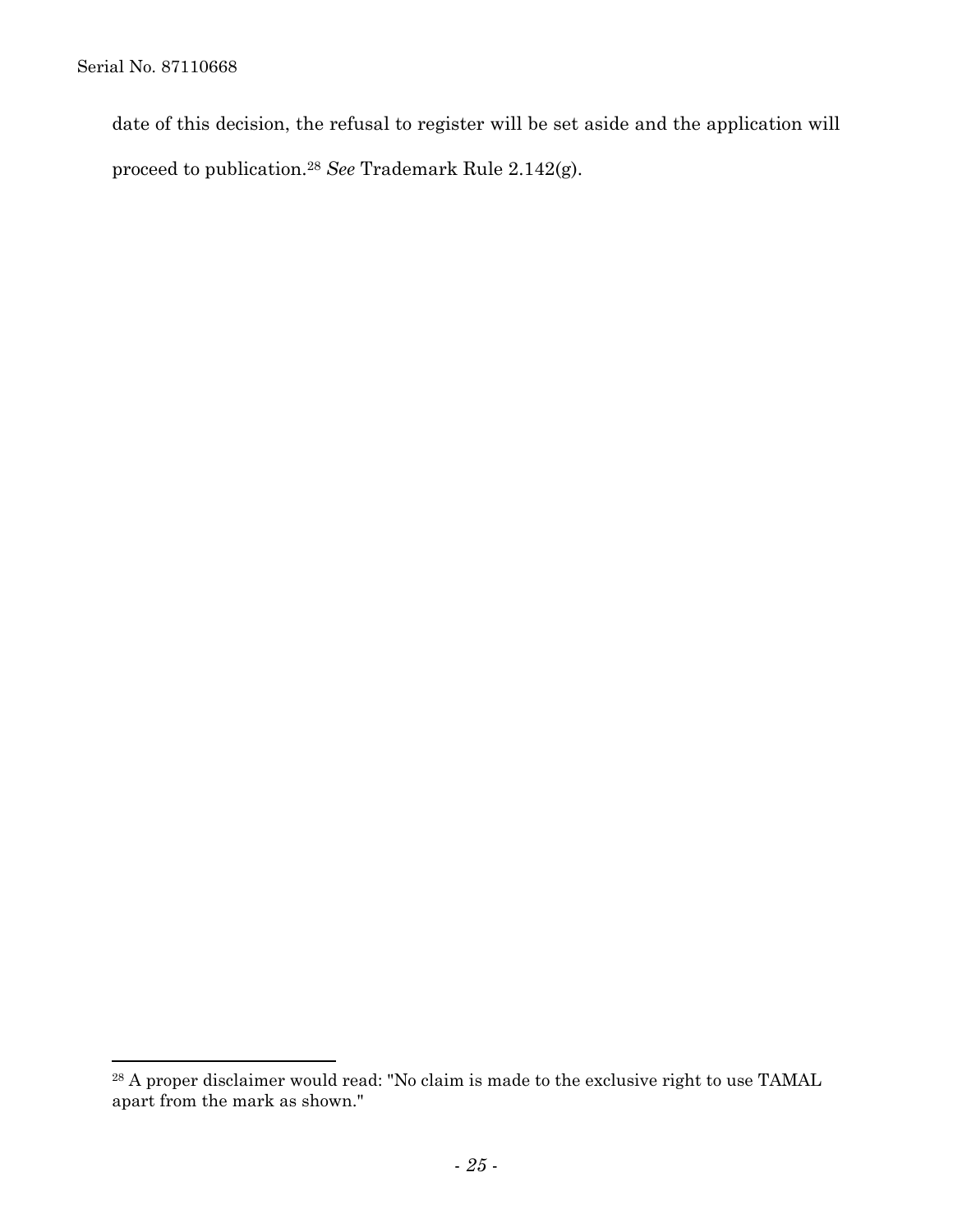date of this decision, the refusal to register will be set aside and the application will proceed to publication.[28] *See* Trademark Rule 2.142(g).

[28] A proper disclaimer would read: "No claim is made to the exclusive right to use TAMAL apart from the mark as shown."